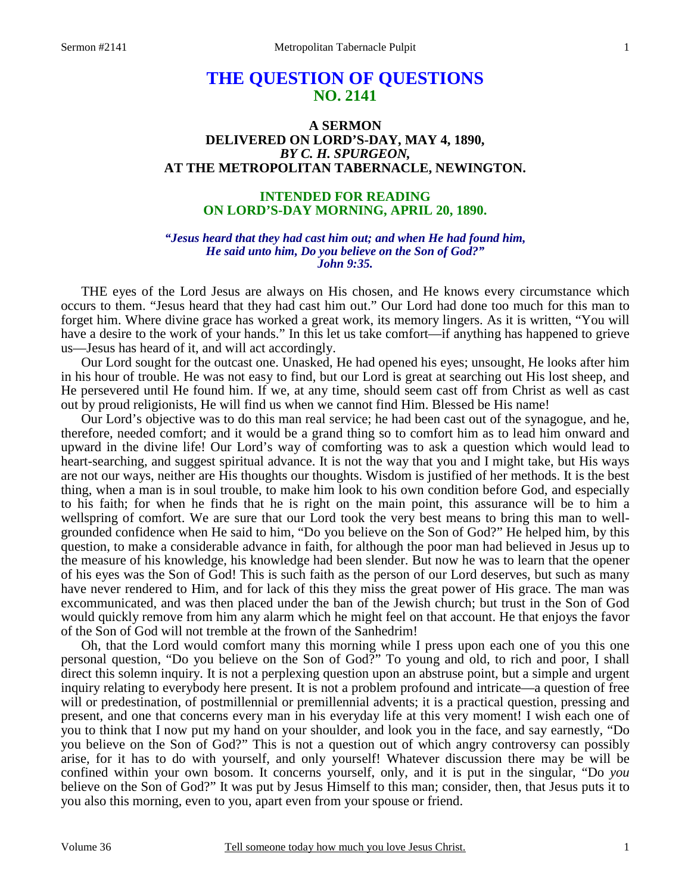# THE QUESTION OF QUESTIONS
## NO. 2141

### A SERMON
### DELIVERED ON LORD'S-DAY, MAY 4, 1890,
### *BY C. H. SPURGEON,*
### AT THE METROPOLITAN TABERNACLE, NEWINGTON.

### INTENDED FOR READING
### ON LORD'S-DAY MORNING, APRIL 20, 1890.

***"Jesus heard that they had cast him out; and when He had found him, He said unto him, Do you believe on the Son of God?" John 9:35.***

THE eyes of the Lord Jesus are always on His chosen, and He knows every circumstance which occurs to them. "Jesus heard that they had cast him out." Our Lord had done too much for this man to forget him. Where divine grace has worked a great work, its memory lingers. As it is written, "You will have a desire to the work of your hands." In this let us take comfort—if anything has happened to grieve us—Jesus has heard of it, and will act accordingly.

Our Lord sought for the outcast one. Unasked, He had opened his eyes; unsought, He looks after him in his hour of trouble. He was not easy to find, but our Lord is great at searching out His lost sheep, and He persevered until He found him. If we, at any time, should seem cast off from Christ as well as cast out by proud religionists, He will find us when we cannot find Him. Blessed be His name!

Our Lord's objective was to do this man real service; he had been cast out of the synagogue, and he, therefore, needed comfort; and it would be a grand thing so to comfort him as to lead him onward and upward in the divine life! Our Lord's way of comforting was to ask a question which would lead to heart-searching, and suggest spiritual advance. It is not the way that you and I might take, but His ways are not our ways, neither are His thoughts our thoughts. Wisdom is justified of her methods. It is the best thing, when a man is in soul trouble, to make him look to his own condition before God, and especially to his faith; for when he finds that he is right on the main point, this assurance will be to him a wellspring of comfort. We are sure that our Lord took the very best means to bring this man to well-grounded confidence when He said to him, "Do you believe on the Son of God?" He helped him, by this question, to make a considerable advance in faith, for although the poor man had believed in Jesus up to the measure of his knowledge, his knowledge had been slender. But now he was to learn that the opener of his eyes was the Son of God! This is such faith as the person of our Lord deserves, but such as many have never rendered to Him, and for lack of this they miss the great power of His grace. The man was excommunicated, and was then placed under the ban of the Jewish church; but trust in the Son of God would quickly remove from him any alarm which he might feel on that account. He that enjoys the favor of the Son of God will not tremble at the frown of the Sanhedrim!

Oh, that the Lord would comfort many this morning while I press upon each one of you this one personal question, "Do you believe on the Son of God?" To young and old, to rich and poor, I shall direct this solemn inquiry. It is not a perplexing question upon an abstruse point, but a simple and urgent inquiry relating to everybody here present. It is not a problem profound and intricate—a question of free will or predestination, of postmillennial or premillennial advents; it is a practical question, pressing and present, and one that concerns every man in his everyday life at this very moment! I wish each one of you to think that I now put my hand on your shoulder, and look you in the face, and say earnestly, "Do you believe on the Son of God?" This is not a question out of which angry controversy can possibly arise, for it has to do with yourself, and only yourself! Whatever discussion there may be will be confined within your own bosom. It concerns yourself, only, and it is put in the singular, "Do *you* believe on the Son of God?" It was put by Jesus Himself to this man; consider, then, that Jesus puts it to you also this morning, even to you, apart even from your spouse or friend.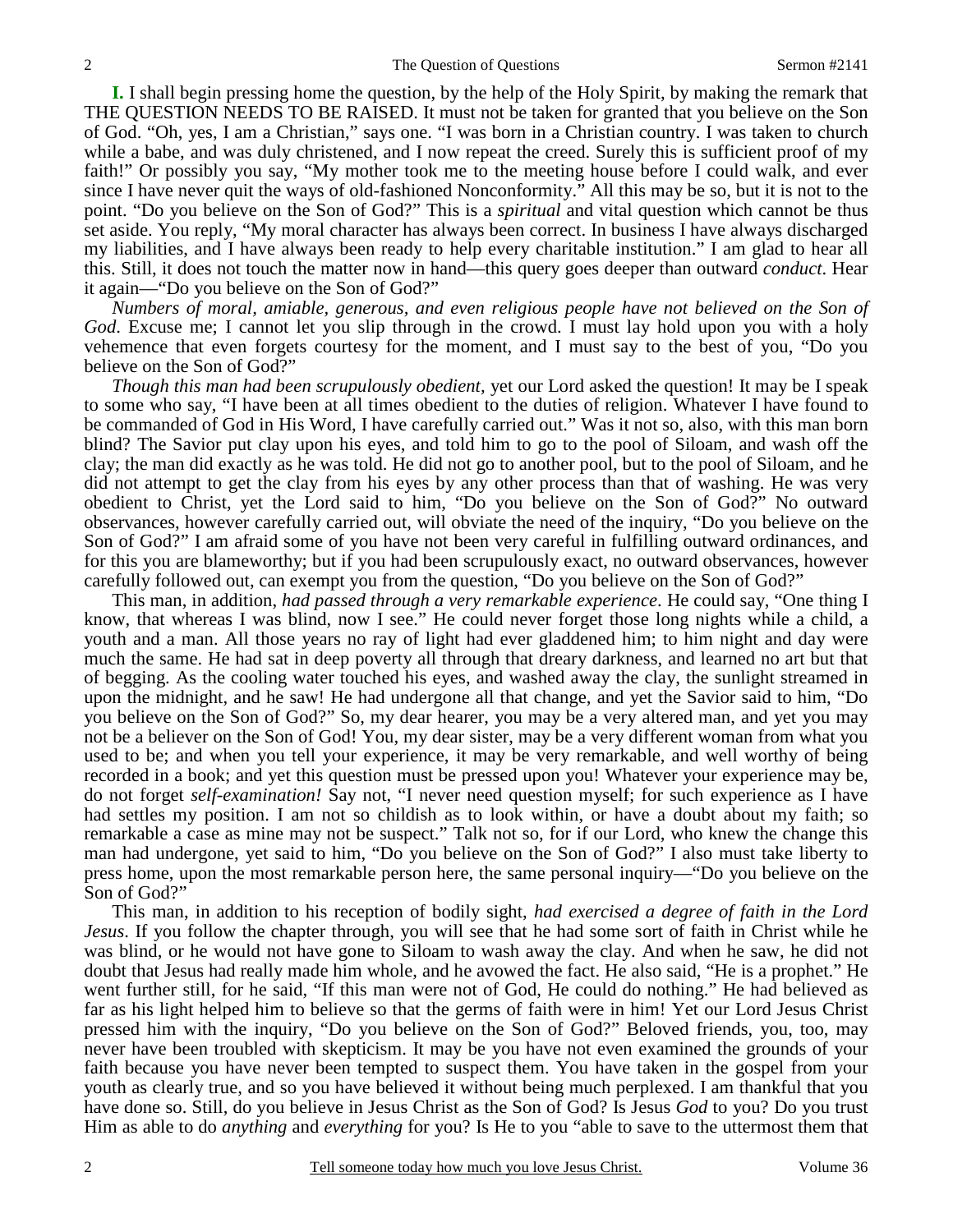**I.** I shall begin pressing home the question, by the help of the Holy Spirit, by making the remark that THE QUESTION NEEDS TO BE RAISED. It must not be taken for granted that you believe on the Son of God. "Oh, yes, I am a Christian," says one. "I was born in a Christian country. I was taken to church while a babe, and was duly christened, and I now repeat the creed. Surely this is sufficient proof of my faith!" Or possibly you say, "My mother took me to the meeting house before I could walk, and ever since I have never quit the ways of old-fashioned Nonconformity." All this may be so, but it is not to the point. "Do you believe on the Son of God?" This is a *spiritual* and vital question which cannot be thus set aside. You reply, "My moral character has always been correct. In business I have always discharged my liabilities, and I have always been ready to help every charitable institution." I am glad to hear all this. Still, it does not touch the matter now in hand—this query goes deeper than outward *conduct*. Hear it again—"Do you believe on the Son of God?"

*Numbers of moral, amiable, generous, and even religious people have not believed on the Son of God*. Excuse me; I cannot let you slip through in the crowd. I must lay hold upon you with a holy vehemence that even forgets courtesy for the moment, and I must say to the best of you, "Do you believe on the Son of God?"

*Though this man had been scrupulously obedient,* yet our Lord asked the question! It may be I speak to some who say, "I have been at all times obedient to the duties of religion. Whatever I have found to be commanded of God in His Word, I have carefully carried out." Was it not so, also, with this man born blind? The Savior put clay upon his eyes, and told him to go to the pool of Siloam, and wash off the clay; the man did exactly as he was told. He did not go to another pool, but to the pool of Siloam, and he did not attempt to get the clay from his eyes by any other process than that of washing. He was very obedient to Christ, yet the Lord said to him, "Do you believe on the Son of God?" No outward observances, however carefully carried out, will obviate the need of the inquiry, "Do you believe on the Son of God?" I am afraid some of you have not been very careful in fulfilling outward ordinances, and for this you are blameworthy; but if you had been scrupulously exact, no outward observances, however carefully followed out, can exempt you from the question, "Do you believe on the Son of God?"

This man, in addition, *had passed through a very remarkable experience*. He could say, "One thing I know, that whereas I was blind, now I see." He could never forget those long nights while a child, a youth and a man. All those years no ray of light had ever gladdened him; to him night and day were much the same. He had sat in deep poverty all through that dreary darkness, and learned no art but that of begging. As the cooling water touched his eyes, and washed away the clay, the sunlight streamed in upon the midnight, and he saw! He had undergone all that change, and yet the Savior said to him, "Do you believe on the Son of God?" So, my dear hearer, you may be a very altered man, and yet you may not be a believer on the Son of God! You, my dear sister, may be a very different woman from what you used to be; and when you tell your experience, it may be very remarkable, and well worthy of being recorded in a book; and yet this question must be pressed upon you! Whatever your experience may be, do not forget *self-examination!* Say not, "I never need question myself; for such experience as I have had settles my position. I am not so childish as to look within, or have a doubt about my faith; so remarkable a case as mine may not be suspect." Talk not so, for if our Lord, who knew the change this man had undergone, yet said to him, "Do you believe on the Son of God?" I also must take liberty to press home, upon the most remarkable person here, the same personal inquiry—"Do you believe on the Son of God?"

This man, in addition to his reception of bodily sight, *had exercised a degree of faith in the Lord Jesus*. If you follow the chapter through, you will see that he had some sort of faith in Christ while he was blind, or he would not have gone to Siloam to wash away the clay. And when he saw, he did not doubt that Jesus had really made him whole, and he avowed the fact. He also said, "He is a prophet." He went further still, for he said, "If this man were not of God, He could do nothing." He had believed as far as his light helped him to believe so that the germs of faith were in him! Yet our Lord Jesus Christ pressed him with the inquiry, "Do you believe on the Son of God?" Beloved friends, you, too, may never have been troubled with skepticism. It may be you have not even examined the grounds of your faith because you have never been tempted to suspect them. You have taken in the gospel from your youth as clearly true, and so you have believed it without being much perplexed. I am thankful that you have done so. Still, do you believe in Jesus Christ as the Son of God? Is Jesus *God* to you? Do you trust Him as able to do *anything* and *everything* for you? Is He to you "able to save to the uttermost them that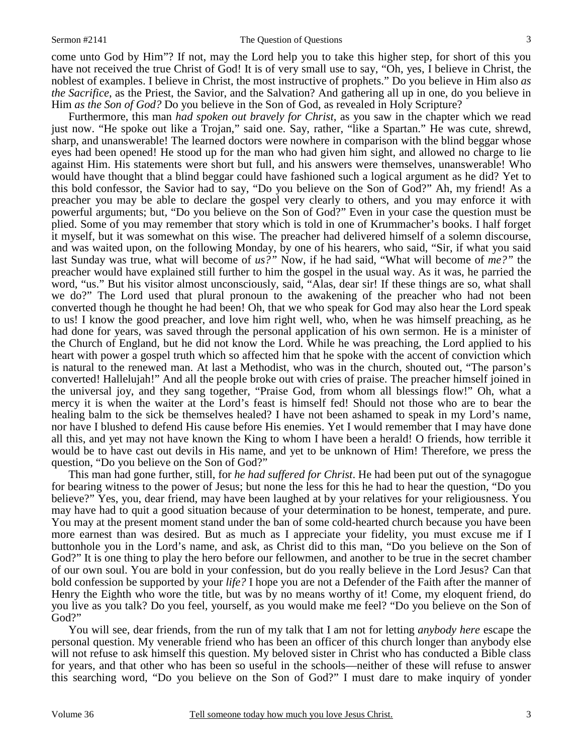come unto God by Him"? If not, may the Lord help you to take this higher step, for short of this you have not received the true Christ of God! It is of very small use to say, "Oh, yes, I believe in Christ, the noblest of examples. I believe in Christ, the most instructive of prophets." Do you believe in Him also *as the Sacrifice*, as the Priest, the Savior, and the Salvation? And gathering all up in one, do you believe in Him *as the Son of God?* Do you believe in the Son of God, as revealed in Holy Scripture?

Furthermore, this man *had spoken out bravely for Christ*, as you saw in the chapter which we read just now. "He spoke out like a Trojan," said one. Say, rather, "like a Spartan." He was cute, shrewd, sharp, and unanswerable! The learned doctors were nowhere in comparison with the blind beggar whose eyes had been opened! He stood up for the man who had given him sight, and allowed no charge to lie against Him. His statements were short but full, and his answers were themselves, unanswerable! Who would have thought that a blind beggar could have fashioned such a logical argument as he did? Yet to this bold confessor, the Savior had to say, "Do you believe on the Son of God?" Ah, my friend! As a preacher you may be able to declare the gospel very clearly to others, and you may enforce it with powerful arguments; but, "Do you believe on the Son of God?" Even in your case the question must be plied. Some of you may remember that story which is told in one of Krummacher's books. I half forget it myself, but it was somewhat on this wise. The preacher had delivered himself of a solemn discourse, and was waited upon, on the following Monday, by one of his hearers, who said, "Sir, if what you said last Sunday was true, what will become of *us?"* Now, if he had said, "What will become of *me?"* the preacher would have explained still further to him the gospel in the usual way. As it was, he parried the word, "us." But his visitor almost unconsciously, said, "Alas, dear sir! If these things are so, what shall we do?" The Lord used that plural pronoun to the awakening of the preacher who had not been converted though he thought he had been! Oh, that we who speak for God may also hear the Lord speak to us! I know the good preacher, and love him right well, who, when he was himself preaching, as he had done for years, was saved through the personal application of his own sermon. He is a minister of the Church of England, but he did not know the Lord. While he was preaching, the Lord applied to his heart with power a gospel truth which so affected him that he spoke with the accent of conviction which is natural to the renewed man. At last a Methodist, who was in the church, shouted out, "The parson's converted! Hallelujah!" And all the people broke out with cries of praise. The preacher himself joined in the universal joy, and they sang together, "Praise God, from whom all blessings flow!" Oh, what a mercy it is when the waiter at the Lord's feast is himself fed! Should not those who are to bear the healing balm to the sick be themselves healed? I have not been ashamed to speak in my Lord's name, nor have I blushed to defend His cause before His enemies. Yet I would remember that I may have done all this, and yet may not have known the King to whom I have been a herald! O friends, how terrible it would be to have cast out devils in His name, and yet to be unknown of Him! Therefore, we press the question, "Do you believe on the Son of God?"

This man had gone further, still, for *he had suffered for Christ*. He had been put out of the synagogue for bearing witness to the power of Jesus; but none the less for this he had to hear the question, "Do you believe?" Yes, you, dear friend, may have been laughed at by your relatives for your religiousness. You may have had to quit a good situation because of your determination to be honest, temperate, and pure. You may at the present moment stand under the ban of some cold-hearted church because you have been more earnest than was desired. But as much as I appreciate your fidelity, you must excuse me if I buttonhole you in the Lord's name, and ask, as Christ did to this man, "Do you believe on the Son of God?" It is one thing to play the hero before our fellowmen, and another to be true in the secret chamber of our own soul. You are bold in your confession, but do you really believe in the Lord Jesus? Can that bold confession be supported by your *life?* I hope you are not a Defender of the Faith after the manner of Henry the Eighth who wore the title, but was by no means worthy of it! Come, my eloquent friend, do you live as you talk? Do you feel, yourself, as you would make me feel? "Do you believe on the Son of God?"

You will see, dear friends, from the run of my talk that I am not for letting *anybody here* escape the personal question. My venerable friend who has been an officer of this church longer than anybody else will not refuse to ask himself this question. My beloved sister in Christ who has conducted a Bible class for years, and that other who has been so useful in the schools—neither of these will refuse to answer this searching word, "Do you believe on the Son of God?" I must dare to make inquiry of yonder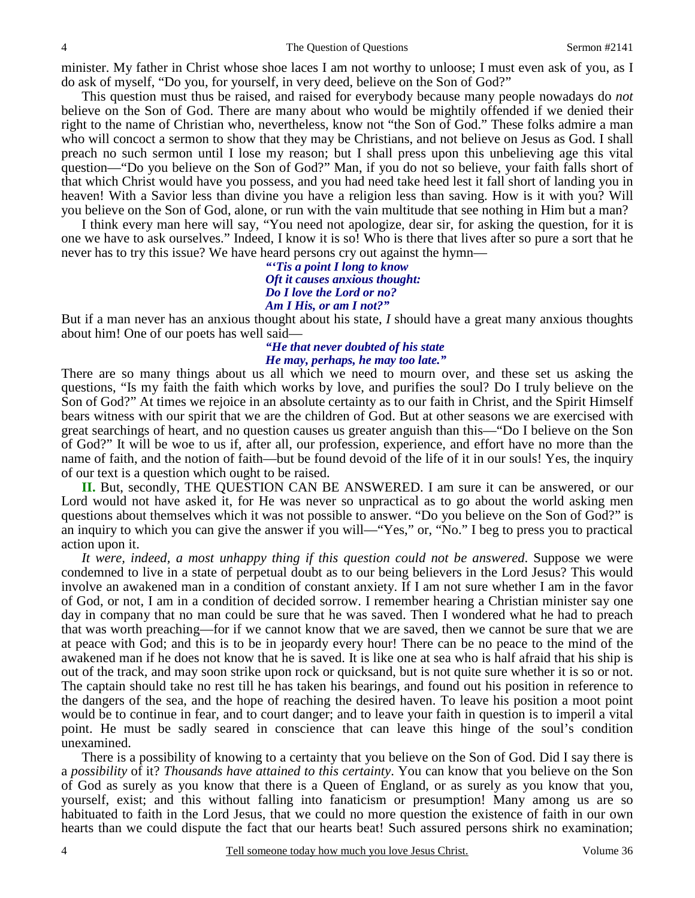minister. My father in Christ whose shoe laces I am not worthy to unloose; I must even ask of you, as I do ask of myself, "Do you, for yourself, in very deed, believe on the Son of God?"

This question must thus be raised, and raised for everybody because many people nowadays do *not* believe on the Son of God. There are many about who would be mightily offended if we denied their right to the name of Christian who, nevertheless, know not "the Son of God." These folks admire a man who will concoct a sermon to show that they may be Christians, and not believe on Jesus as God. I shall preach no such sermon until I lose my reason; but I shall press upon this unbelieving age this vital question—"Do you believe on the Son of God?" Man, if you do not so believe, your faith falls short of that which Christ would have you possess, and you had need take heed lest it fall short of landing you in heaven! With a Savior less than divine you have a religion less than saving. How is it with you? Will you believe on the Son of God, alone, or run with the vain multitude that see nothing in Him but a man?

I think every man here will say, "You need not apologize, dear sir, for asking the question, for it is one we have to ask ourselves." Indeed, I know it is so! Who is there that lives after so pure a sort that he never has to try this issue? We have heard persons cry out against the hymn—

*"'Tis a point I long to know*
*Oft it causes anxious thought:*
*Do I love the Lord or no?*
*Am I His, or am I not?"*

But if a man never has an anxious thought about his state, *I* should have a great many anxious thoughts about him! One of our poets has well said—

*"He that never doubted of his state*
*He may, perhaps, he may too late."*

There are so many things about us all which we need to mourn over, and these set us asking the questions, "Is my faith the faith which works by love, and purifies the soul? Do I truly believe on the Son of God?" At times we rejoice in an absolute certainty as to our faith in Christ, and the Spirit Himself bears witness with our spirit that we are the children of God. But at other seasons we are exercised with great searchings of heart, and no question causes us greater anguish than this—"Do I believe on the Son of God?" It will be woe to us if, after all, our profession, experience, and effort have no more than the name of faith, and the notion of faith—but be found devoid of the life of it in our souls! Yes, the inquiry of our text is a question which ought to be raised.

**II.** But, secondly, THE QUESTION CAN BE ANSWERED. I am sure it can be answered, or our Lord would not have asked it, for He was never so unpractical as to go about the world asking men questions about themselves which it was not possible to answer. "Do you believe on the Son of God?" is an inquiry to which you can give the answer if you will—"Yes," or, "No." I beg to press you to practical action upon it.

*It were, indeed, a most unhappy thing if this question could not be answered*. Suppose we were condemned to live in a state of perpetual doubt as to our being believers in the Lord Jesus? This would involve an awakened man in a condition of constant anxiety. If I am not sure whether I am in the favor of God, or not, I am in a condition of decided sorrow. I remember hearing a Christian minister say one day in company that no man could be sure that he was saved. Then I wondered what he had to preach that was worth preaching—for if we cannot know that we are saved, then we cannot be sure that we are at peace with God; and this is to be in jeopardy every hour! There can be no peace to the mind of the awakened man if he does not know that he is saved. It is like one at sea who is half afraid that his ship is out of the track, and may soon strike upon rock or quicksand, but is not quite sure whether it is so or not. The captain should take no rest till he has taken his bearings, and found out his position in reference to the dangers of the sea, and the hope of reaching the desired haven. To leave his position a moot point would be to continue in fear, and to court danger; and to leave your faith in question is to imperil a vital point. He must be sadly seared in conscience that can leave this hinge of the soul's condition unexamined.

There is a possibility of knowing to a certainty that you believe on the Son of God. Did I say there is a *possibility* of it? *Thousands have attained to this certainty*. You can know that you believe on the Son of God as surely as you know that there is a Queen of England, or as surely as you know that you, yourself, exist; and this without falling into fanaticism or presumption! Many among us are so habituated to faith in the Lord Jesus, that we could no more question the existence of faith in our own hearts than we could dispute the fact that our hearts beat! Such assured persons shirk no examination;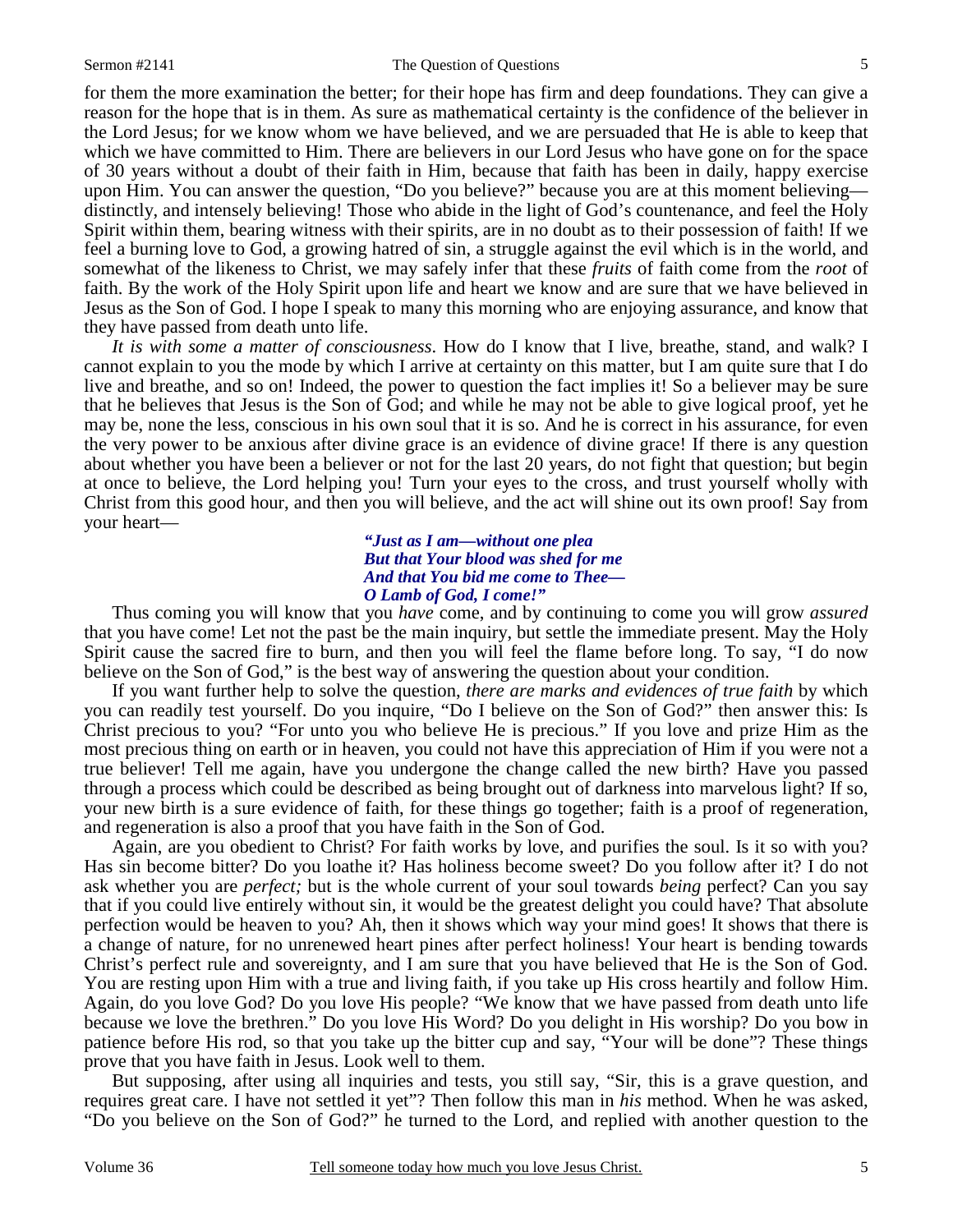for them the more examination the better; for their hope has firm and deep foundations. They can give a reason for the hope that is in them. As sure as mathematical certainty is the confidence of the believer in the Lord Jesus; for we know whom we have believed, and we are persuaded that He is able to keep that which we have committed to Him. There are believers in our Lord Jesus who have gone on for the space of 30 years without a doubt of their faith in Him, because that faith has been in daily, happy exercise upon Him. You can answer the question, "Do you believe?" because you are at this moment believing—distinctly, and intensely believing! Those who abide in the light of God's countenance, and feel the Holy Spirit within them, bearing witness with their spirits, are in no doubt as to their possession of faith! If we feel a burning love to God, a growing hatred of sin, a struggle against the evil which is in the world, and somewhat of the likeness to Christ, we may safely infer that these *fruits* of faith come from the *root* of faith. By the work of the Holy Spirit upon life and heart we know and are sure that we have believed in Jesus as the Son of God. I hope I speak to many this morning who are enjoying assurance, and know that they have passed from death unto life.

*It is with some a matter of consciousness*. How do I know that I live, breathe, stand, and walk? I cannot explain to you the mode by which I arrive at certainty on this matter, but I am quite sure that I do live and breathe, and so on! Indeed, the power to question the fact implies it! So a believer may be sure that he believes that Jesus is the Son of God; and while he may not be able to give logical proof, yet he may be, none the less, conscious in his own soul that it is so. And he is correct in his assurance, for even the very power to be anxious after divine grace is an evidence of divine grace! If there is any question about whether you have been a believer or not for the last 20 years, do not fight that question; but begin at once to believe, the Lord helping you! Turn your eyes to the cross, and trust yourself wholly with Christ from this good hour, and then you will believe, and the act will shine out its own proof! Say from your heart—

> ***"Just as I am—without one plea***
> ***But that Your blood was shed for me***
> ***And that You bid me come to Thee—***
> ***O Lamb of God, I come!"***

Thus coming you will know that you *have* come, and by continuing to come you will grow *assured* that you have come! Let not the past be the main inquiry, but settle the immediate present. May the Holy Spirit cause the sacred fire to burn, and then you will feel the flame before long. To say, "I do now believe on the Son of God," is the best way of answering the question about your condition.

If you want further help to solve the question, *there are marks and evidences of true faith* by which you can readily test yourself. Do you inquire, "Do I believe on the Son of God?" then answer this: Is Christ precious to you? "For unto you who believe He is precious." If you love and prize Him as the most precious thing on earth or in heaven, you could not have this appreciation of Him if you were not a true believer! Tell me again, have you undergone the change called the new birth? Have you passed through a process which could be described as being brought out of darkness into marvelous light? If so, your new birth is a sure evidence of faith, for these things go together; faith is a proof of regeneration, and regeneration is also a proof that you have faith in the Son of God.

Again, are you obedient to Christ? For faith works by love, and purifies the soul. Is it so with you? Has sin become bitter? Do you loathe it? Has holiness become sweet? Do you follow after it? I do not ask whether you are *perfect;* but is the whole current of your soul towards *being* perfect? Can you say that if you could live entirely without sin, it would be the greatest delight you could have? That absolute perfection would be heaven to you? Ah, then it shows which way your mind goes! It shows that there is a change of nature, for no unrenewed heart pines after perfect holiness! Your heart is bending towards Christ's perfect rule and sovereignty, and I am sure that you have believed that He is the Son of God. You are resting upon Him with a true and living faith, if you take up His cross heartily and follow Him. Again, do you love God? Do you love His people? "We know that we have passed from death unto life because we love the brethren." Do you love His Word? Do you delight in His worship? Do you bow in patience before His rod, so that you take up the bitter cup and say, "Your will be done"? These things prove that you have faith in Jesus. Look well to them.

But supposing, after using all inquiries and tests, you still say, "Sir, this is a grave question, and requires great care. I have not settled it yet"? Then follow this man in *his* method. When he was asked, "Do you believe on the Son of God?" he turned to the Lord, and replied with another question to the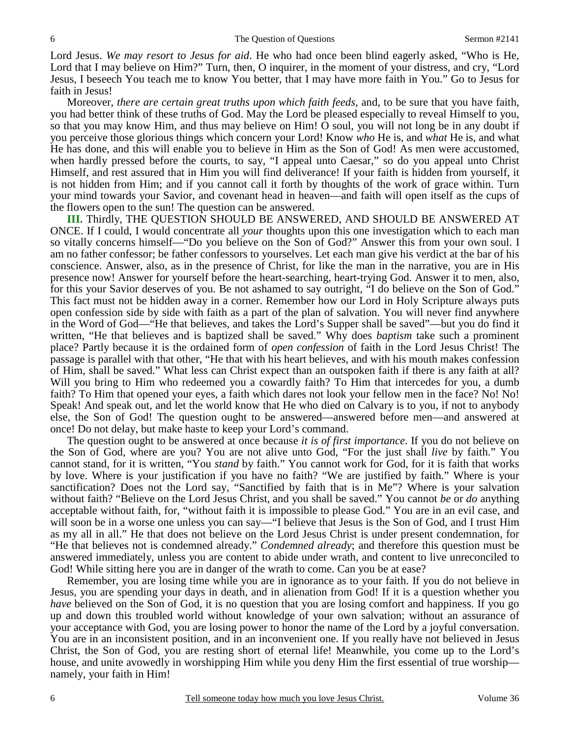Lord Jesus. *We may resort to Jesus for aid*. He who had once been blind eagerly asked, "Who is He, Lord that I may believe on Him?" Turn, then, O inquirer, in the moment of your distress, and cry, "Lord Jesus, I beseech You teach me to know You better, that I may have more faith in You." Go to Jesus for faith in Jesus!

Moreover, *there are certain great truths upon which faith feeds,* and, to be sure that you have faith, you had better think of these truths of God. May the Lord be pleased especially to reveal Himself to you, so that you may know Him, and thus may believe on Him! O soul, you will not long be in any doubt if you perceive those glorious things which concern your Lord! Know *who* He is, and *what* He is, and what He has done, and this will enable you to believe in Him as the Son of God! As men were accustomed, when hardly pressed before the courts, to say, "I appeal unto Caesar," so do you appeal unto Christ Himself, and rest assured that in Him you will find deliverance! If your faith is hidden from yourself, it is not hidden from Him; and if you cannot call it forth by thoughts of the work of grace within. Turn your mind towards your Savior, and covenant head in heaven—and faith will open itself as the cups of the flowers open to the sun! The question can be answered.

**III.** Thirdly, THE QUESTION SHOULD BE ANSWERED, AND SHOULD BE ANSWERED AT ONCE. If I could, I would concentrate all *your* thoughts upon this one investigation which to each man so vitally concerns himself—"Do you believe on the Son of God?" Answer this from your own soul. I am no father confessor; be father confessors to yourselves. Let each man give his verdict at the bar of his conscience. Answer, also, as in the presence of Christ, for like the man in the narrative, you are in His presence now! Answer for yourself before the heart-searching, heart-trying God. Answer it to men, also, for this your Savior deserves of you. Be not ashamed to say outright, "I do believe on the Son of God." This fact must not be hidden away in a corner. Remember how our Lord in Holy Scripture always puts open confession side by side with faith as a part of the plan of salvation. You will never find anywhere in the Word of God—"He that believes, and takes the Lord's Supper shall be saved"—but you do find it written, "He that believes and is baptized shall be saved." Why does *baptism* take such a prominent place? Partly because it is the ordained form of *open confession* of faith in the Lord Jesus Christ! The passage is parallel with that other, "He that with his heart believes, and with his mouth makes confession of Him, shall be saved." What less can Christ expect than an outspoken faith if there is any faith at all? Will you bring to Him who redeemed you a cowardly faith? To Him that intercedes for you, a dumb faith? To Him that opened your eyes, a faith which dares not look your fellow men in the face? No! No! Speak! And speak out, and let the world know that He who died on Calvary is to you, if not to anybody else, the Son of God! The question ought to be answered—answered before men—and answered at once! Do not delay, but make haste to keep your Lord's command.

The question ought to be answered at once because *it is of first importance*. If you do not believe on the Son of God, where are you? You are not alive unto God, "For the just shall *live* by faith." You cannot stand, for it is written, "You *stand* by faith." You cannot work for God, for it is faith that works by love. Where is your justification if you have no faith? "We are justified by faith." Where is your sanctification? Does not the Lord say, "Sanctified by faith that is in Me"? Where is your salvation without faith? "Believe on the Lord Jesus Christ, and you shall be saved." You cannot *be* or *do* anything acceptable without faith, for, "without faith it is impossible to please God." You are in an evil case, and will soon be in a worse one unless you can say—"I believe that Jesus is the Son of God, and I trust Him as my all in all." He that does not believe on the Lord Jesus Christ is under present condemnation, for "He that believes not is condemned already." *Condemned already*; and therefore this question must be answered immediately, unless you are content to abide under wrath, and content to live unreconciled to God! While sitting here you are in danger of the wrath to come. Can you be at ease?

Remember, you are losing time while you are in ignorance as to your faith. If you do not believe in Jesus, you are spending your days in death, and in alienation from God! If it is a question whether you *have* believed on the Son of God, it is no question that you are losing comfort and happiness. If you go up and down this troubled world without knowledge of your own salvation; without an assurance of your acceptance with God, you are losing power to honor the name of the Lord by a joyful conversation. You are in an inconsistent position, and in an inconvenient one. If you really have not believed in Jesus Christ, the Son of God, you are resting short of eternal life! Meanwhile, you come up to the Lord's house, and unite avowedly in worshipping Him while you deny Him the first essential of true worship—namely, your faith in Him!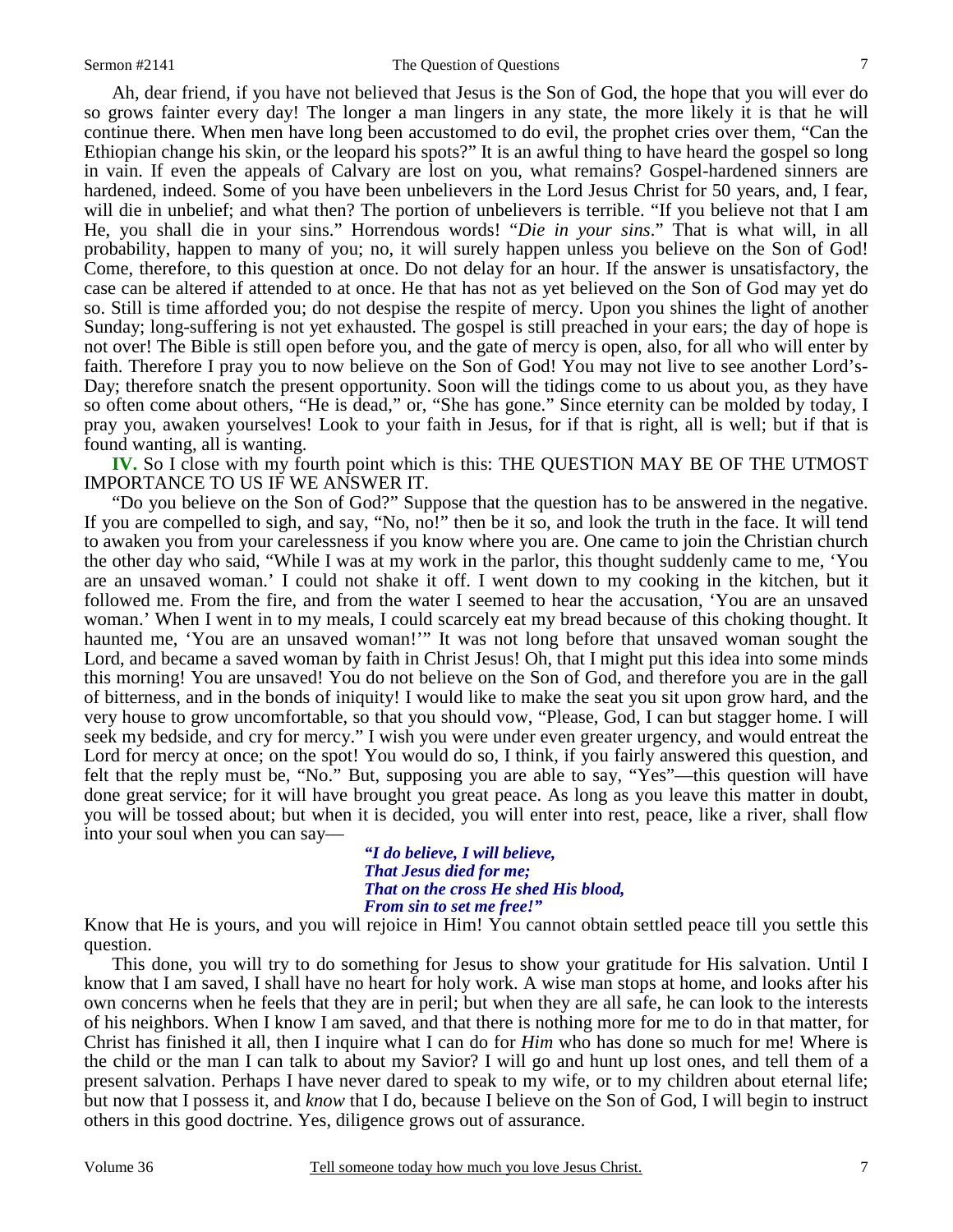Ah, dear friend, if you have not believed that Jesus is the Son of God, the hope that you will ever do so grows fainter every day! The longer a man lingers in any state, the more likely it is that he will continue there. When men have long been accustomed to do evil, the prophet cries over them, "Can the Ethiopian change his skin, or the leopard his spots?" It is an awful thing to have heard the gospel so long in vain. If even the appeals of Calvary are lost on you, what remains? Gospel-hardened sinners are hardened, indeed. Some of you have been unbelievers in the Lord Jesus Christ for 50 years, and, I fear, will die in unbelief; and what then? The portion of unbelievers is terrible. "If you believe not that I am He, you shall die in your sins." Horrendous words! "*Die in your sins*." That is what will, in all probability, happen to many of you; no, it will surely happen unless you believe on the Son of God! Come, therefore, to this question at once. Do not delay for an hour. If the answer is unsatisfactory, the case can be altered if attended to at once. He that has not as yet believed on the Son of God may yet do so. Still is time afforded you; do not despise the respite of mercy. Upon you shines the light of another Sunday; long-suffering is not yet exhausted. The gospel is still preached in your ears; the day of hope is not over! The Bible is still open before you, and the gate of mercy is open, also, for all who will enter by faith. Therefore I pray you to now believe on the Son of God! You may not live to see another Lord's-Day; therefore snatch the present opportunity. Soon will the tidings come to us about you, as they have so often come about others, "He is dead," or, "She has gone." Since eternity can be molded by today, I pray you, awaken yourselves! Look to your faith in Jesus, for if that is right, all is well; but if that is found wanting, all is wanting.

**IV.** So I close with my fourth point which is this: THE QUESTION MAY BE OF THE UTMOST IMPORTANCE TO US IF WE ANSWER IT.

"Do you believe on the Son of God?" Suppose that the question has to be answered in the negative. If you are compelled to sigh, and say, "No, no!" then be it so, and look the truth in the face. It will tend to awaken you from your carelessness if you know where you are. One came to join the Christian church the other day who said, "While I was at my work in the parlor, this thought suddenly came to me, 'You are an unsaved woman.' I could not shake it off. I went down to my cooking in the kitchen, but it followed me. From the fire, and from the water I seemed to hear the accusation, 'You are an unsaved woman.' When I went in to my meals, I could scarcely eat my bread because of this choking thought. It haunted me, 'You are an unsaved woman!'" It was not long before that unsaved woman sought the Lord, and became a saved woman by faith in Christ Jesus! Oh, that I might put this idea into some minds this morning! You are unsaved! You do not believe on the Son of God, and therefore you are in the gall of bitterness, and in the bonds of iniquity! I would like to make the seat you sit upon grow hard, and the very house to grow uncomfortable, so that you should vow, "Please, God, I can but stagger home. I will seek my bedside, and cry for mercy." I wish you were under even greater urgency, and would entreat the Lord for mercy at once; on the spot! You would do so, I think, if you fairly answered this question, and felt that the reply must be, "No." But, supposing you are able to say, "Yes"—this question will have done great service; for it will have brought you great peace. As long as you leave this matter in doubt, you will be tossed about; but when it is decided, you will enter into rest, peace, like a river, shall flow into your soul when you can say—

> ***"I do believe, I will believe,***
> ***That Jesus died for me;***
> ***That on the cross He shed His blood,***
> ***From sin to set me free!"***

Know that He is yours, and you will rejoice in Him! You cannot obtain settled peace till you settle this question.

This done, you will try to do something for Jesus to show your gratitude for His salvation. Until I know that I am saved, I shall have no heart for holy work. A wise man stops at home, and looks after his own concerns when he feels that they are in peril; but when they are all safe, he can look to the interests of his neighbors. When I know I am saved, and that there is nothing more for me to do in that matter, for Christ has finished it all, then I inquire what I can do for *Him* who has done so much for me! Where is the child or the man I can talk to about my Savior? I will go and hunt up lost ones, and tell them of a present salvation. Perhaps I have never dared to speak to my wife, or to my children about eternal life; but now that I possess it, and *know* that I do, because I believe on the Son of God, I will begin to instruct others in this good doctrine. Yes, diligence grows out of assurance.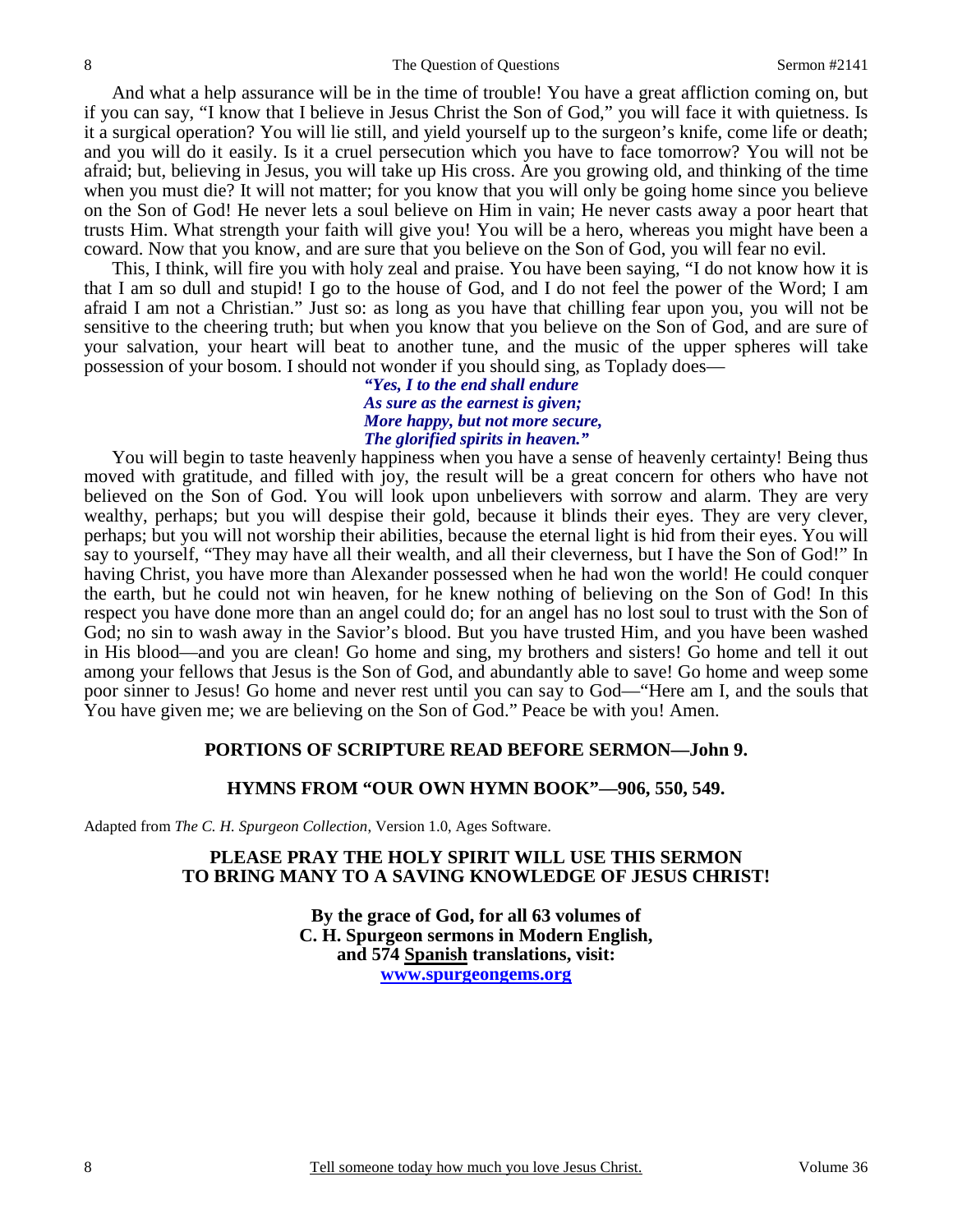And what a help assurance will be in the time of trouble! You have a great affliction coming on, but if you can say, "I know that I believe in Jesus Christ the Son of God," you will face it with quietness. Is it a surgical operation? You will lie still, and yield yourself up to the surgeon's knife, come life or death; and you will do it easily. Is it a cruel persecution which you have to face tomorrow? You will not be afraid; but, believing in Jesus, you will take up His cross. Are you growing old, and thinking of the time when you must die? It will not matter; for you know that you will only be going home since you believe on the Son of God! He never lets a soul believe on Him in vain; He never casts away a poor heart that trusts Him. What strength your faith will give you! You will be a hero, whereas you might have been a coward. Now that you know, and are sure that you believe on the Son of God, you will fear no evil.

This, I think, will fire you with holy zeal and praise. You have been saying, "I do not know how it is that I am so dull and stupid! I go to the house of God, and I do not feel the power of the Word; I am afraid I am not a Christian." Just so: as long as you have that chilling fear upon you, you will not be sensitive to the cheering truth; but when you know that you believe on the Son of God, and are sure of your salvation, your heart will beat to another tune, and the music of the upper spheres will take possession of your bosom. I should not wonder if you should sing, as Toplady does—

*"Yes, I to the end shall endure*
*As sure as the earnest is given;*
*More happy, but not more secure,*
*The glorified spirits in heaven."*

You will begin to taste heavenly happiness when you have a sense of heavenly certainty! Being thus moved with gratitude, and filled with joy, the result will be a great concern for others who have not believed on the Son of God. You will look upon unbelievers with sorrow and alarm. They are very wealthy, perhaps; but you will despise their gold, because it blinds their eyes. They are very clever, perhaps; but you will not worship their abilities, because the eternal light is hid from their eyes. You will say to yourself, "They may have all their wealth, and all their cleverness, but I have the Son of God!" In having Christ, you have more than Alexander possessed when he had won the world! He could conquer the earth, but he could not win heaven, for he knew nothing of believing on the Son of God! In this respect you have done more than an angel could do; for an angel has no lost soul to trust with the Son of God; no sin to wash away in the Savior's blood. But you have trusted Him, and you have been washed in His blood—and you are clean! Go home and sing, my brothers and sisters! Go home and tell it out among your fellows that Jesus is the Son of God, and abundantly able to save! Go home and weep some poor sinner to Jesus! Go home and never rest until you can say to God—"Here am I, and the souls that You have given me; we are believing on the Son of God." Peace be with you! Amen.

**PORTIONS OF SCRIPTURE READ BEFORE SERMON—John 9.**

**HYMNS FROM "OUR OWN HYMN BOOK"—906, 550, 549.**

Adapted from *The C. H. Spurgeon Collection*, Version 1.0, Ages Software.

**PLEASE PRAY THE HOLY SPIRIT WILL USE THIS SERMON TO BRING MANY TO A SAVING KNOWLEDGE OF JESUS CHRIST!**

**By the grace of God, for all 63 volumes of C. H. Spurgeon sermons in Modern English, and 574 Spanish translations, visit: www.spurgeongems.org**